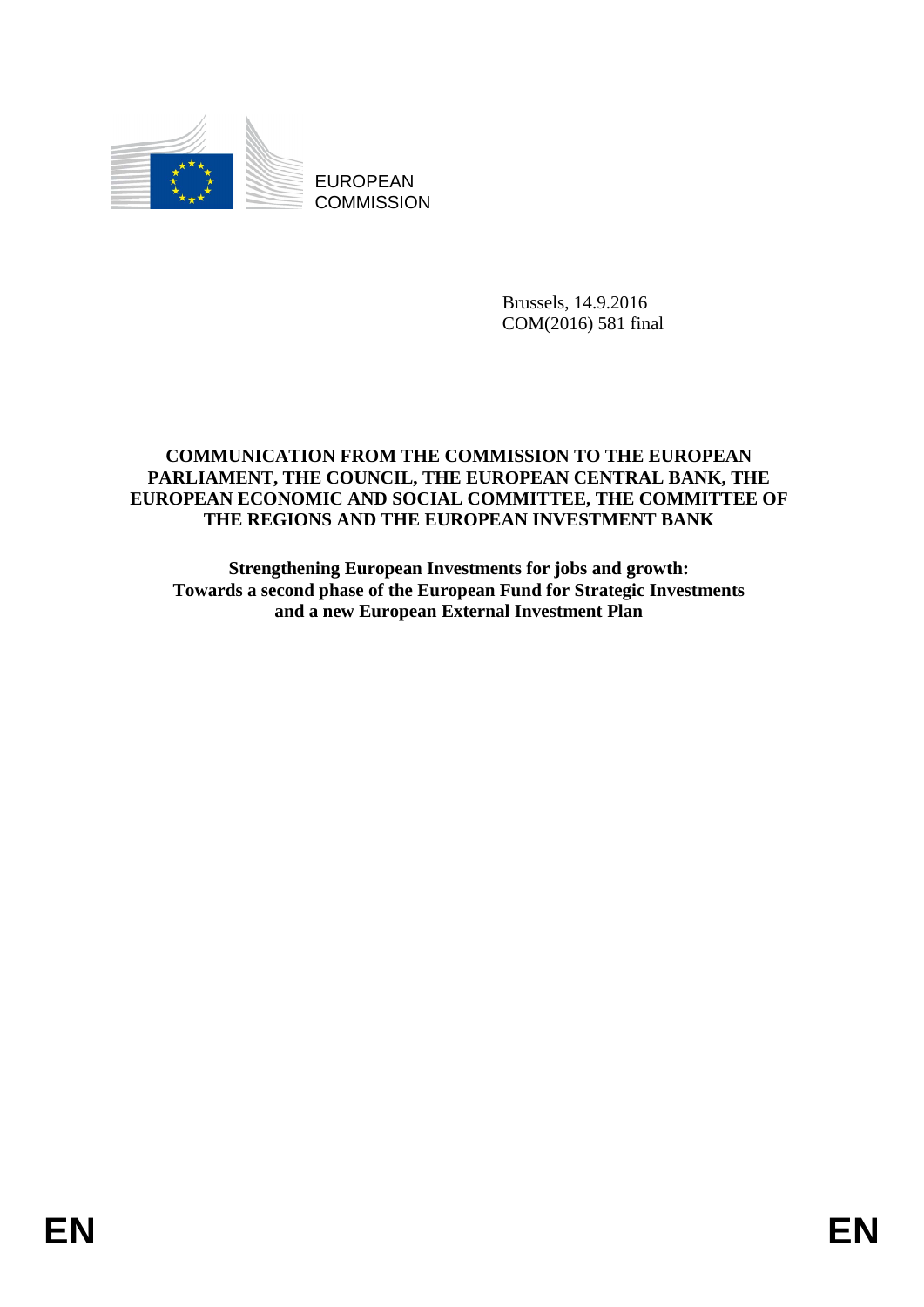EUROPEAN COMMISSION

Brussels, 14.9.2016
COM(2016) 581 final

**COMMUNICATION FROM THE COMMISSION TO THE EUROPEAN PARLIAMENT, THE COUNCIL, THE EUROPEAN CENTRAL BANK, THE EUROPEAN ECONOMIC AND SOCIAL COMMITTEE, THE COMMITTEE OF THE REGIONS AND THE EUROPEAN INVESTMENT BANK**

# Strengthening European Investments for jobs and growth: Towards a second phase of the European Fund for Strategic Investments and a new European External Investment Plan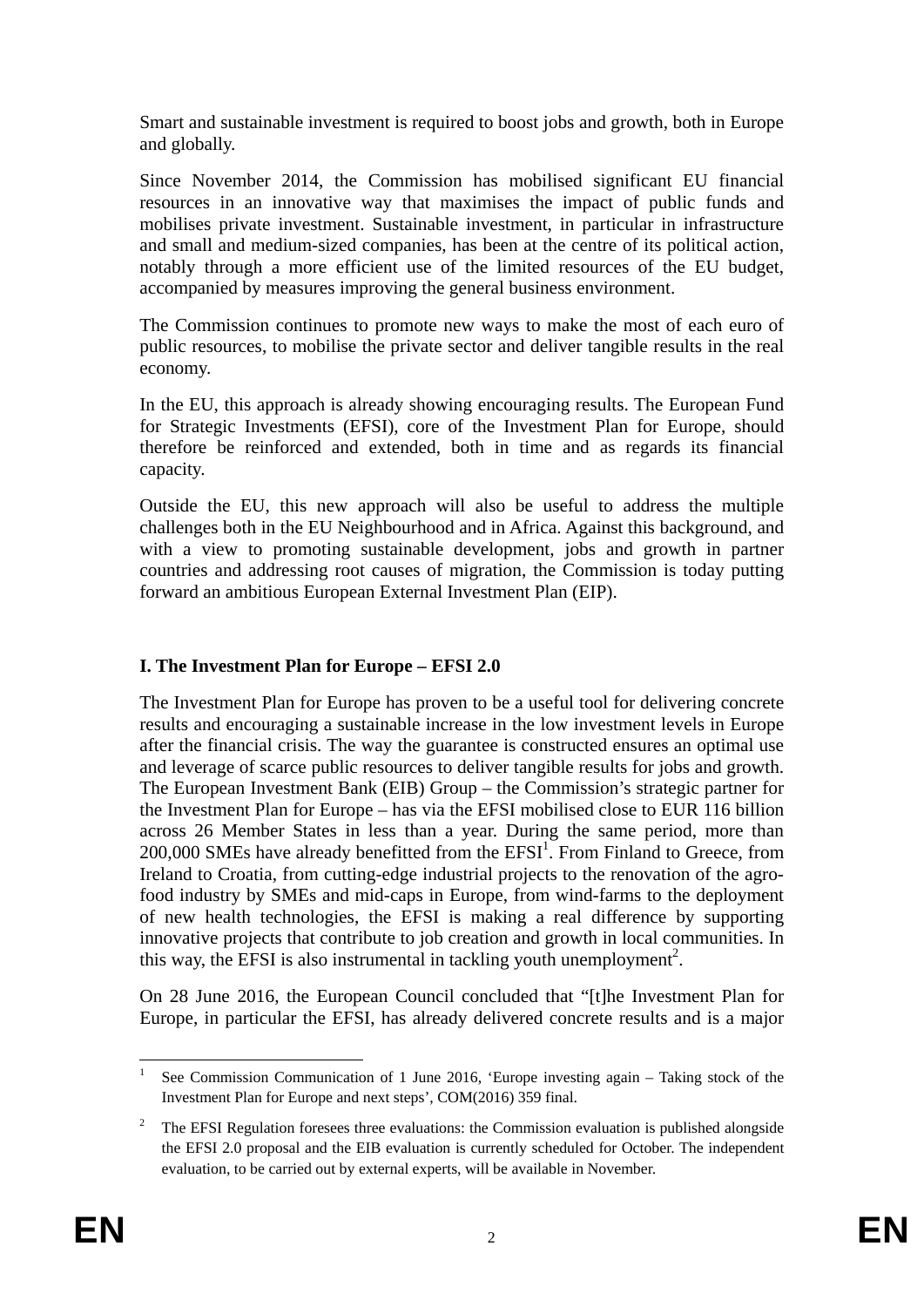Smart and sustainable investment is required to boost jobs and growth, both in Europe and globally.

Since November 2014, the Commission has mobilised significant EU financial resources in an innovative way that maximises the impact of public funds and mobilises private investment. Sustainable investment, in particular in infrastructure and small and medium-sized companies, has been at the centre of its political action, notably through a more efficient use of the limited resources of the EU budget, accompanied by measures improving the general business environment.

The Commission continues to promote new ways to make the most of each euro of public resources, to mobilise the private sector and deliver tangible results in the real economy.

In the EU, this approach is already showing encouraging results. The European Fund for Strategic Investments (EFSI), core of the Investment Plan for Europe, should therefore be reinforced and extended, both in time and as regards its financial capacity.

Outside the EU, this new approach will also be useful to address the multiple challenges both in the EU Neighbourhood and in Africa. Against this background, and with a view to promoting sustainable development, jobs and growth in partner countries and addressing root causes of migration, the Commission is today putting forward an ambitious European External Investment Plan (EIP).

## I. The Investment Plan for Europe – EFSI 2.0

The Investment Plan for Europe has proven to be a useful tool for delivering concrete results and encouraging a sustainable increase in the low investment levels in Europe after the financial crisis. The way the guarantee is constructed ensures an optimal use and leverage of scarce public resources to deliver tangible results for jobs and growth. The European Investment Bank (EIB) Group – the Commission's strategic partner for the Investment Plan for Europe – has via the EFSI mobilised close to EUR 116 billion across 26 Member States in less than a year. During the same period, more than 200,000 SMEs have already benefitted from the EFSI[1]. From Finland to Greece, from Ireland to Croatia, from cutting-edge industrial projects to the renovation of the agro-food industry by SMEs and mid-caps in Europe, from wind-farms to the deployment of new health technologies, the EFSI is making a real difference by supporting innovative projects that contribute to job creation and growth in local communities. In this way, the EFSI is also instrumental in tackling youth unemployment[2].

On 28 June 2016, the European Council concluded that "[t]he Investment Plan for Europe, in particular the EFSI, has already delivered concrete results and is a major

---

[1] See Commission Communication of 1 June 2016, 'Europe investing again – Taking stock of the Investment Plan for Europe and next steps', COM(2016) 359 final.

[2] The EFSI Regulation foresees three evaluations: the Commission evaluation is published alongside the EFSI 2.0 proposal and the EIB evaluation is currently scheduled for October. The independent evaluation, to be carried out by external experts, will be available in November.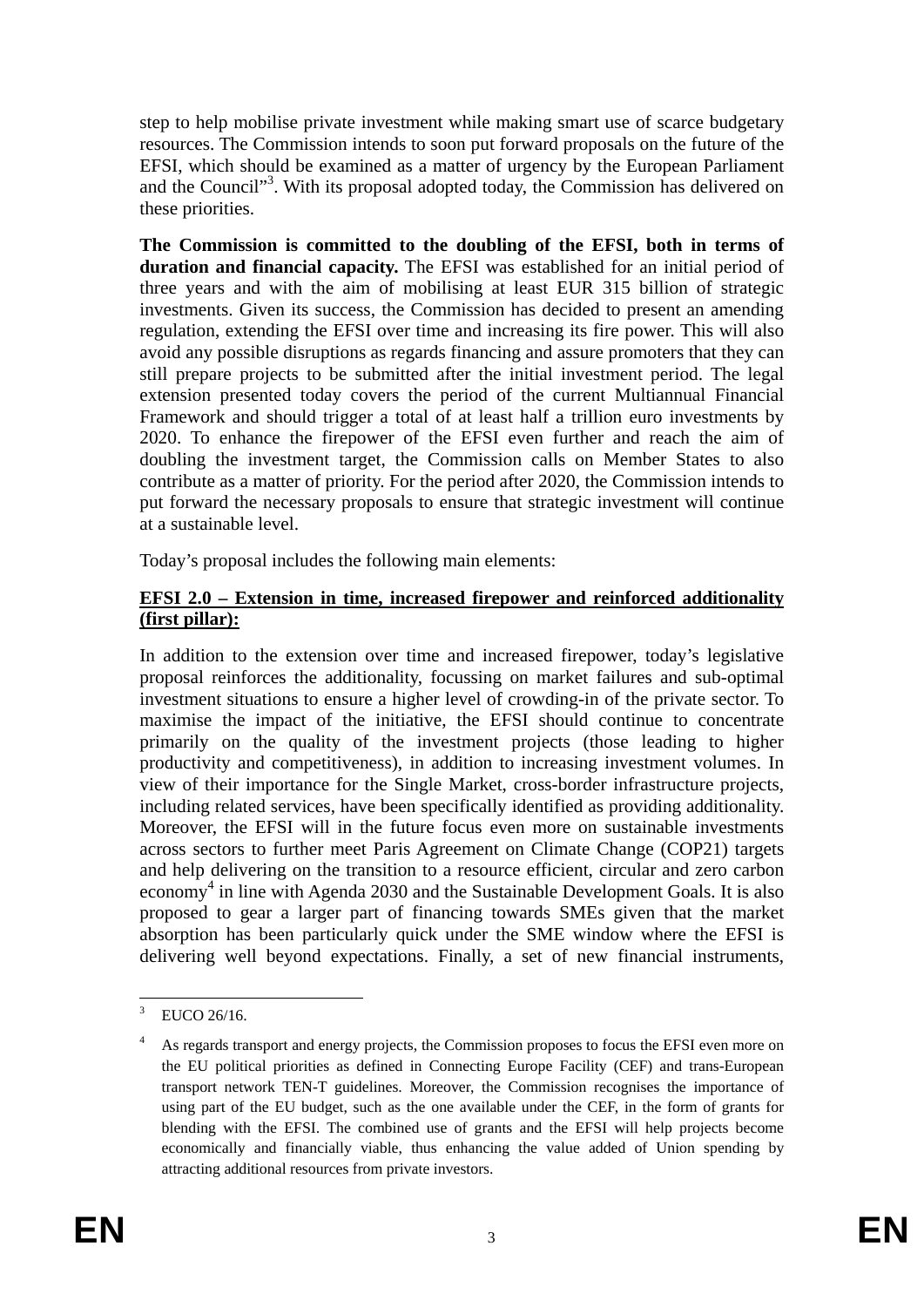step to help mobilise private investment while making smart use of scarce budgetary resources. The Commission intends to soon put forward proposals on the future of the EFSI, which should be examined as a matter of urgency by the European Parliament and the Council"[3]. With its proposal adopted today, the Commission has delivered on these priorities.

**The Commission is committed to the doubling of the EFSI, both in terms of duration and financial capacity.** The EFSI was established for an initial period of three years and with the aim of mobilising at least EUR 315 billion of strategic investments. Given its success, the Commission has decided to present an amending regulation, extending the EFSI over time and increasing its fire power. This will also avoid any possible disruptions as regards financing and assure promoters that they can still prepare projects to be submitted after the initial investment period. The legal extension presented today covers the period of the current Multiannual Financial Framework and should trigger a total of at least half a trillion euro investments by 2020. To enhance the firepower of the EFSI even further and reach the aim of doubling the investment target, the Commission calls on Member States to also contribute as a matter of priority. For the period after 2020, the Commission intends to put forward the necessary proposals to ensure that strategic investment will continue at a sustainable level.

Today's proposal includes the following main elements:

**EFSI 2.0 – Extension in time, increased firepower and reinforced additionality (first pillar):**

In addition to the extension over time and increased firepower, today's legislative proposal reinforces the additionality, focussing on market failures and sub-optimal investment situations to ensure a higher level of crowding-in of the private sector. To maximise the impact of the initiative, the EFSI should continue to concentrate primarily on the quality of the investment projects (those leading to higher productivity and competitiveness), in addition to increasing investment volumes. In view of their importance for the Single Market, cross-border infrastructure projects, including related services, have been specifically identified as providing additionality. Moreover, the EFSI will in the future focus even more on sustainable investments across sectors to further meet Paris Agreement on Climate Change (COP21) targets and help delivering on the transition to a resource efficient, circular and zero carbon economy[4] in line with Agenda 2030 and the Sustainable Development Goals. It is also proposed to gear a larger part of financing towards SMEs given that the market absorption has been particularly quick under the SME window where the EFSI is delivering well beyond expectations. Finally, a set of new financial instruments,

---

[3] EUCO 26/16.

[4] As regards transport and energy projects, the Commission proposes to focus the EFSI even more on the EU political priorities as defined in Connecting Europe Facility (CEF) and trans-European transport network TEN-T guidelines. Moreover, the Commission recognises the importance of using part of the EU budget, such as the one available under the CEF, in the form of grants for blending with the EFSI. The combined use of grants and the EFSI will help projects become economically and financially viable, thus enhancing the value added of Union spending by attracting additional resources from private investors.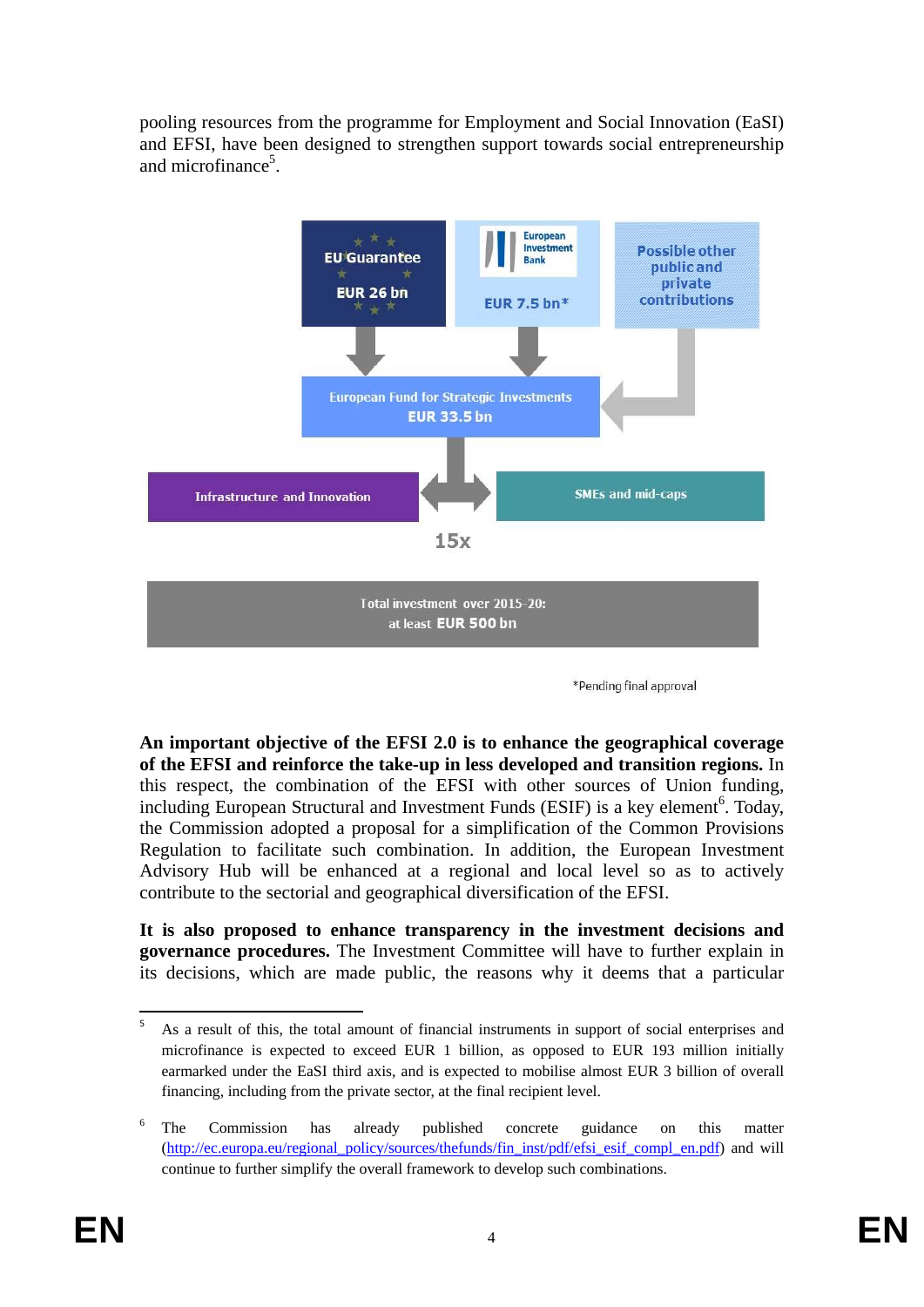pooling resources from the programme for Employment and Social Innovation (EaSI) and EFSI, have been designed to strengthen support towards social entrepreneurship and microfinance[5].

EU Guarantee EUR 26 bn

European Investment Bank EUR 7.5 bn*

Possible other public and private contributions

European Fund for Strategic Investments EUR 33.5 bn

Infrastructure and Innovation

SMEs and mid-caps

15x

Total investment over 2015-20: at least EUR 500 bn

*Pending final approval

**An important objective of the EFSI 2.0 is to enhance the geographical coverage of the EFSI and reinforce the take-up in less developed and transition regions.** In this respect, the combination of the EFSI with other sources of Union funding, including European Structural and Investment Funds (ESIF) is a key element[6]. Today, the Commission adopted a proposal for a simplification of the Common Provisions Regulation to facilitate such combination. In addition, the European Investment Advisory Hub will be enhanced at a regional and local level so as to actively contribute to the sectorial and geographical diversification of the EFSI.

**It is also proposed to enhance transparency in the investment decisions and governance procedures.** The Investment Committee will have to further explain in its decisions, which are made public, the reasons why it deems that a particular

---

[5] As a result of this, the total amount of financial instruments in support of social enterprises and microfinance is expected to exceed EUR 1 billion, as opposed to EUR 193 million initially earmarked under the EaSI third axis, and is expected to mobilise almost EUR 3 billion of overall financing, including from the private sector, at the final recipient level.

[6] The Commission has already published concrete guidance on this matter (http://ec.europa.eu/regional_policy/sources/thefunds/fin_inst/pdf/efsi_esif_compl_en.pdf) and will continue to further simplify the overall framework to develop such combinations.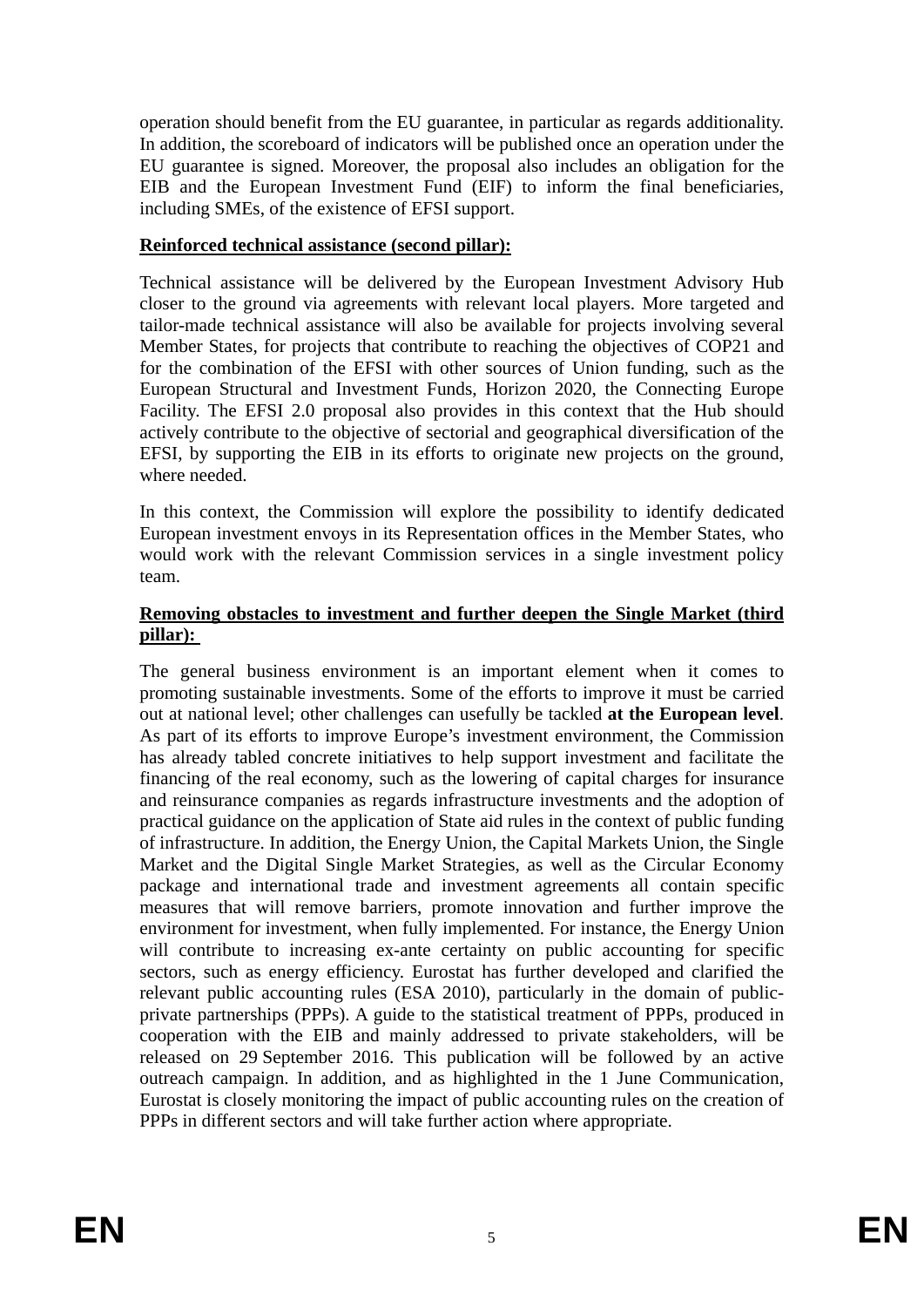operation should benefit from the EU guarantee, in particular as regards additionality. In addition, the scoreboard of indicators will be published once an operation under the EU guarantee is signed. Moreover, the proposal also includes an obligation for the EIB and the European Investment Fund (EIF) to inform the final beneficiaries, including SMEs, of the existence of EFSI support.

**Reinforced technical assistance (second pillar):**

Technical assistance will be delivered by the European Investment Advisory Hub closer to the ground via agreements with relevant local players. More targeted and tailor-made technical assistance will also be available for projects involving several Member States, for projects that contribute to reaching the objectives of COP21 and for the combination of the EFSI with other sources of Union funding, such as the European Structural and Investment Funds, Horizon 2020, the Connecting Europe Facility. The EFSI 2.0 proposal also provides in this context that the Hub should actively contribute to the objective of sectorial and geographical diversification of the EFSI, by supporting the EIB in its efforts to originate new projects on the ground, where needed.

In this context, the Commission will explore the possibility to identify dedicated European investment envoys in its Representation offices in the Member States, who would work with the relevant Commission services in a single investment policy team.

**Removing obstacles to investment and further deepen the Single Market (third pillar):**

The general business environment is an important element when it comes to promoting sustainable investments. Some of the efforts to improve it must be carried out at national level; other challenges can usefully be tackled **at the European level**. As part of its efforts to improve Europe's investment environment, the Commission has already tabled concrete initiatives to help support investment and facilitate the financing of the real economy, such as the lowering of capital charges for insurance and reinsurance companies as regards infrastructure investments and the adoption of practical guidance on the application of State aid rules in the context of public funding of infrastructure. In addition, the Energy Union, the Capital Markets Union, the Single Market and the Digital Single Market Strategies, as well as the Circular Economy package and international trade and investment agreements all contain specific measures that will remove barriers, promote innovation and further improve the environment for investment, when fully implemented. For instance, the Energy Union will contribute to increasing ex-ante certainty on public accounting for specific sectors, such as energy efficiency. Eurostat has further developed and clarified the relevant public accounting rules (ESA 2010), particularly in the domain of public-private partnerships (PPPs). A guide to the statistical treatment of PPPs, produced in cooperation with the EIB and mainly addressed to private stakeholders, will be released on 29 September 2016. This publication will be followed by an active outreach campaign. In addition, and as highlighted in the 1 June Communication, Eurostat is closely monitoring the impact of public accounting rules on the creation of PPPs in different sectors and will take further action where appropriate.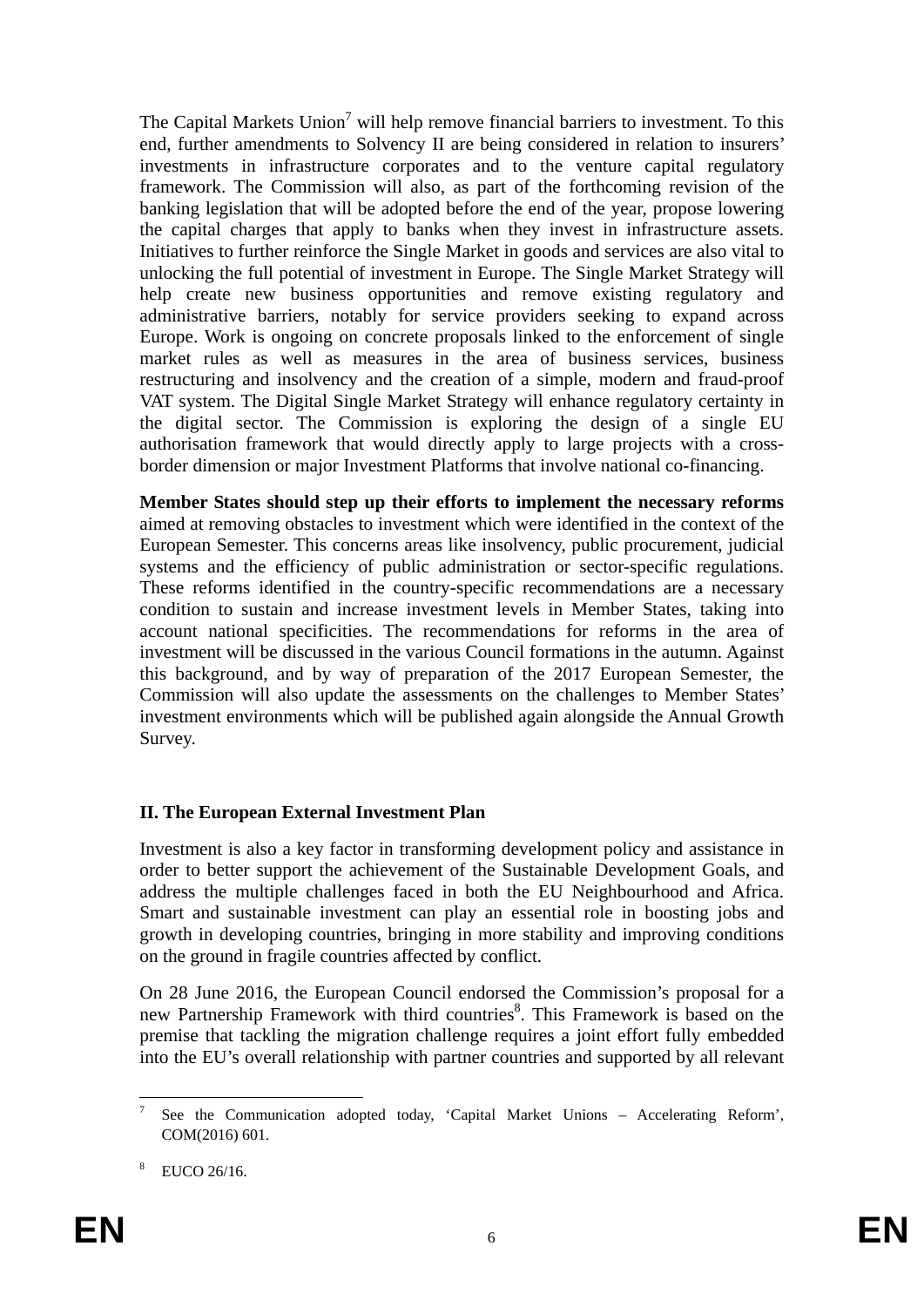The Capital Markets Union[7] will help remove financial barriers to investment. To this end, further amendments to Solvency II are being considered in relation to insurers' investments in infrastructure corporates and to the venture capital regulatory framework. The Commission will also, as part of the forthcoming revision of the banking legislation that will be adopted before the end of the year, propose lowering the capital charges that apply to banks when they invest in infrastructure assets. Initiatives to further reinforce the Single Market in goods and services are also vital to unlocking the full potential of investment in Europe. The Single Market Strategy will help create new business opportunities and remove existing regulatory and administrative barriers, notably for service providers seeking to expand across Europe. Work is ongoing on concrete proposals linked to the enforcement of single market rules as well as measures in the area of business services, business restructuring and insolvency and the creation of a simple, modern and fraud-proof VAT system. The Digital Single Market Strategy will enhance regulatory certainty in the digital sector. The Commission is exploring the design of a single EU authorisation framework that would directly apply to large projects with a cross-border dimension or major Investment Platforms that involve national co-financing.

**Member States should step up their efforts to implement the necessary reforms** aimed at removing obstacles to investment which were identified in the context of the European Semester. This concerns areas like insolvency, public procurement, judicial systems and the efficiency of public administration or sector-specific regulations. These reforms identified in the country-specific recommendations are a necessary condition to sustain and increase investment levels in Member States, taking into account national specificities. The recommendations for reforms in the area of investment will be discussed in the various Council formations in the autumn. Against this background, and by way of preparation of the 2017 European Semester, the Commission will also update the assessments on the challenges to Member States' investment environments which will be published again alongside the Annual Growth Survey.

## II. The European External Investment Plan

Investment is also a key factor in transforming development policy and assistance in order to better support the achievement of the Sustainable Development Goals, and address the multiple challenges faced in both the EU Neighbourhood and Africa. Smart and sustainable investment can play an essential role in boosting jobs and growth in developing countries, bringing in more stability and improving conditions on the ground in fragile countries affected by conflict.

On 28 June 2016, the European Council endorsed the Commission's proposal for a new Partnership Framework with third countries[8]. This Framework is based on the premise that tackling the migration challenge requires a joint effort fully embedded into the EU's overall relationship with partner countries and supported by all relevant

---

[7] See the Communication adopted today, 'Capital Market Unions – Accelerating Reform', COM(2016) 601.

[8] EUCO 26/16.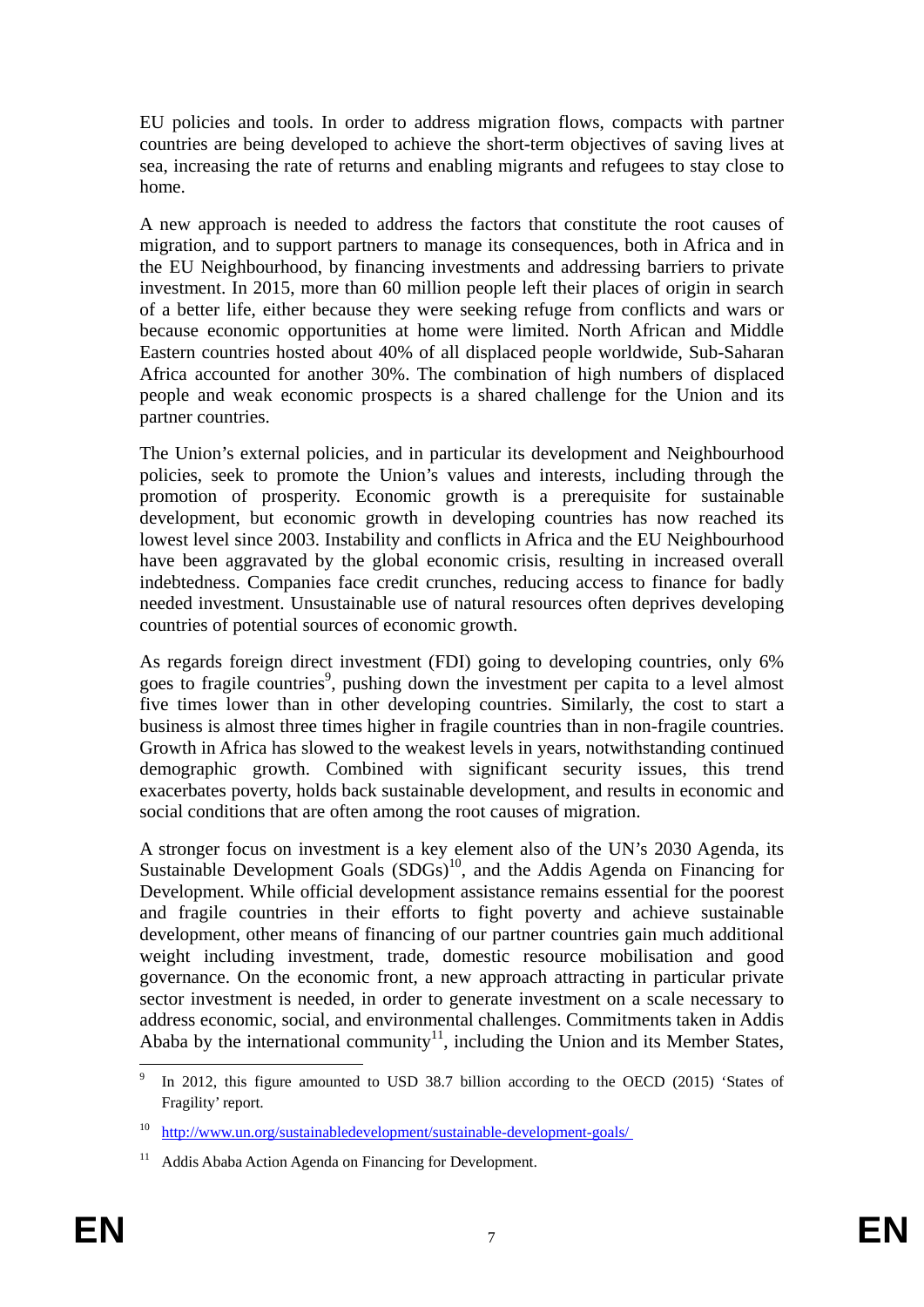EU policies and tools. In order to address migration flows, compacts with partner countries are being developed to achieve the short-term objectives of saving lives at sea, increasing the rate of returns and enabling migrants and refugees to stay close to home.

A new approach is needed to address the factors that constitute the root causes of migration, and to support partners to manage its consequences, both in Africa and in the EU Neighbourhood, by financing investments and addressing barriers to private investment. In 2015, more than 60 million people left their places of origin in search of a better life, either because they were seeking refuge from conflicts and wars or because economic opportunities at home were limited. North African and Middle Eastern countries hosted about 40% of all displaced people worldwide, Sub-Saharan Africa accounted for another 30%. The combination of high numbers of displaced people and weak economic prospects is a shared challenge for the Union and its partner countries.

The Union's external policies, and in particular its development and Neighbourhood policies, seek to promote the Union's values and interests, including through the promotion of prosperity. Economic growth is a prerequisite for sustainable development, but economic growth in developing countries has now reached its lowest level since 2003. Instability and conflicts in Africa and the EU Neighbourhood have been aggravated by the global economic crisis, resulting in increased overall indebtedness. Companies face credit crunches, reducing access to finance for badly needed investment. Unsustainable use of natural resources often deprives developing countries of potential sources of economic growth.

As regards foreign direct investment (FDI) going to developing countries, only 6% goes to fragile countries[9], pushing down the investment per capita to a level almost five times lower than in other developing countries. Similarly, the cost to start a business is almost three times higher in fragile countries than in non-fragile countries. Growth in Africa has slowed to the weakest levels in years, notwithstanding continued demographic growth. Combined with significant security issues, this trend exacerbates poverty, holds back sustainable development, and results in economic and social conditions that are often among the root causes of migration.

A stronger focus on investment is a key element also of the UN's 2030 Agenda, its Sustainable Development Goals (SDGs)[10], and the Addis Agenda on Financing for Development. While official development assistance remains essential for the poorest and fragile countries in their efforts to fight poverty and achieve sustainable development, other means of financing of our partner countries gain much additional weight including investment, trade, domestic resource mobilisation and good governance. On the economic front, a new approach attracting in particular private sector investment is needed, in order to generate investment on a scale necessary to address economic, social, and environmental challenges. Commitments taken in Addis Ababa by the international community[11], including the Union and its Member States,

---

[9] In 2012, this figure amounted to USD 38.7 billion according to the OECD (2015) 'States of Fragility' report.

[10] http://www.un.org/sustainabledevelopment/sustainable-development-goals/

[11] Addis Ababa Action Agenda on Financing for Development.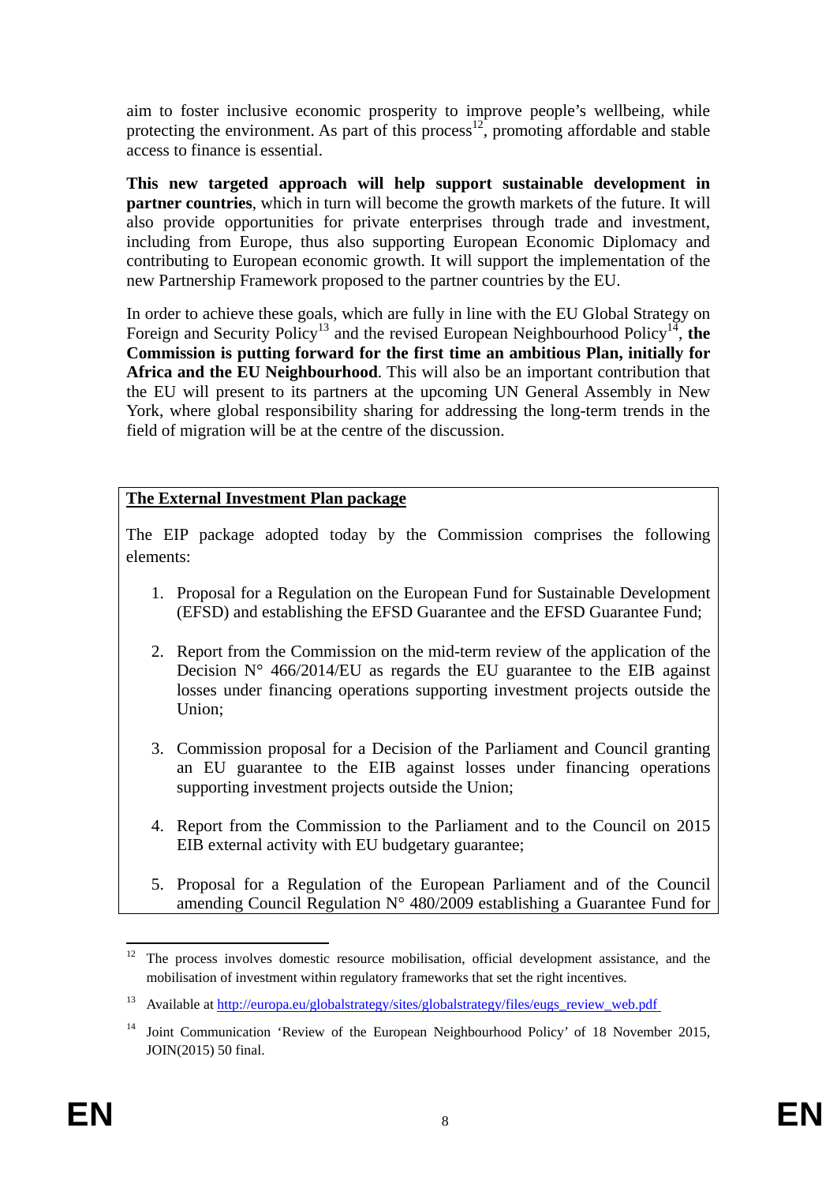aim to foster inclusive economic prosperity to improve people's wellbeing, while protecting the environment. As part of this process[12], promoting affordable and stable access to finance is essential.

**This new targeted approach will help support sustainable development in partner countries**, which in turn will become the growth markets of the future. It will also provide opportunities for private enterprises through trade and investment, including from Europe, thus also supporting European Economic Diplomacy and contributing to European economic growth. It will support the implementation of the new Partnership Framework proposed to the partner countries by the EU.

In order to achieve these goals, which are fully in line with the EU Global Strategy on Foreign and Security Policy[13] and the revised European Neighbourhood Policy[14], **the Commission is putting forward for the first time an ambitious Plan, initially for Africa and the EU Neighbourhood**. This will also be an important contribution that the EU will present to its partners at the upcoming UN General Assembly in New York, where global responsibility sharing for addressing the long-term trends in the field of migration will be at the centre of the discussion.

**The External Investment Plan package**

The EIP package adopted today by the Commission comprises the following elements:

1. Proposal for a Regulation on the European Fund for Sustainable Development (EFSD) and establishing the EFSD Guarantee and the EFSD Guarantee Fund;

2. Report from the Commission on the mid-term review of the application of the Decision N° 466/2014/EU as regards the EU guarantee to the EIB against losses under financing operations supporting investment projects outside the Union;

3. Commission proposal for a Decision of the Parliament and Council granting an EU guarantee to the EIB against losses under financing operations supporting investment projects outside the Union;

4. Report from the Commission to the Parliament and to the Council on 2015 EIB external activity with EU budgetary guarantee;

5. Proposal for a Regulation of the European Parliament and of the Council amending Council Regulation N° 480/2009 establishing a Guarantee Fund for

---

[12] The process involves domestic resource mobilisation, official development assistance, and the mobilisation of investment within regulatory frameworks that set the right incentives.

[13] Available at http://europa.eu/globalstrategy/sites/globalstrategy/files/eugs_review_web.pdf

[14] Joint Communication 'Review of the European Neighbourhood Policy' of 18 November 2015, JOIN(2015) 50 final.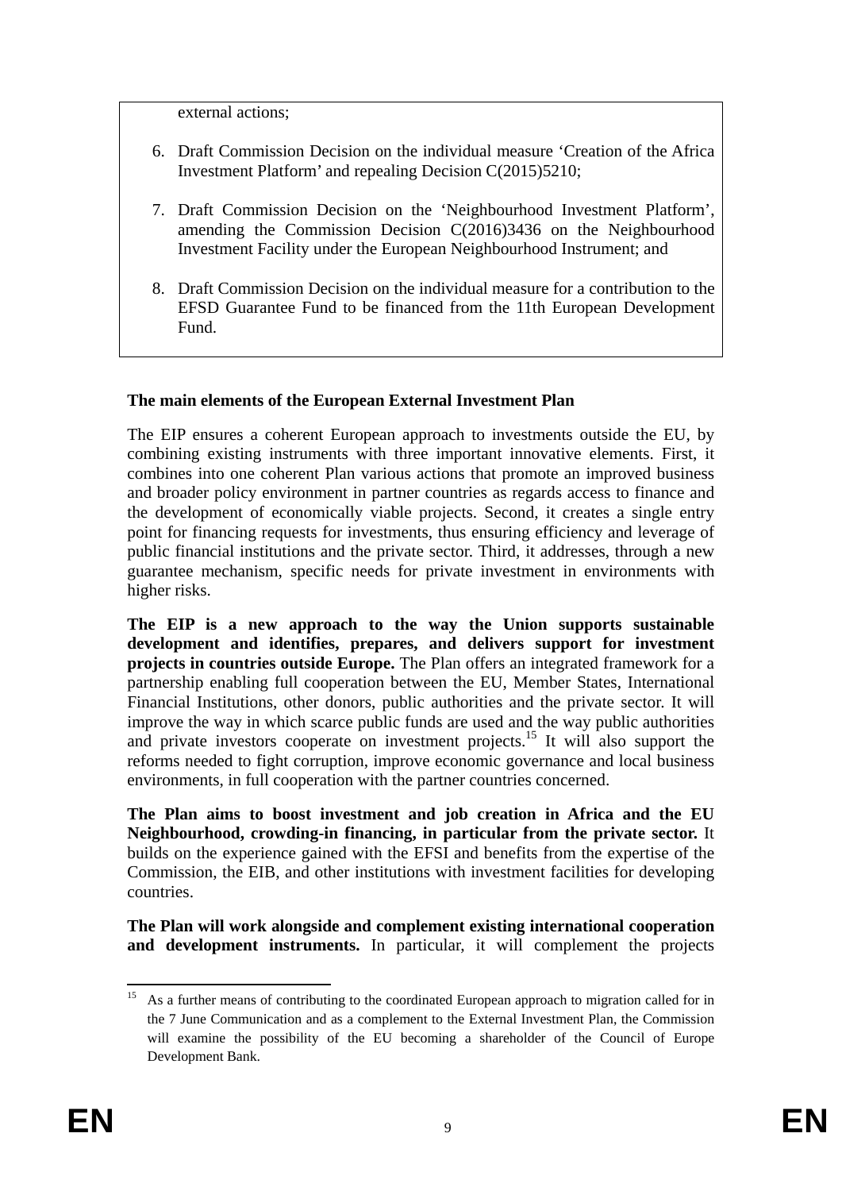external actions;

6. Draft Commission Decision on the individual measure 'Creation of the Africa Investment Platform' and repealing Decision C(2015)5210;

7. Draft Commission Decision on the 'Neighbourhood Investment Platform', amending the Commission Decision C(2016)3436 on the Neighbourhood Investment Facility under the European Neighbourhood Instrument; and

8. Draft Commission Decision on the individual measure for a contribution to the EFSD Guarantee Fund to be financed from the 11th European Development Fund.

**The main elements of the European External Investment Plan**

The EIP ensures a coherent European approach to investments outside the EU, by combining existing instruments with three important innovative elements. First, it combines into one coherent Plan various actions that promote an improved business and broader policy environment in partner countries as regards access to finance and the development of economically viable projects. Second, it creates a single entry point for financing requests for investments, thus ensuring efficiency and leverage of public financial institutions and the private sector. Third, it addresses, through a new guarantee mechanism, specific needs for private investment in environments with higher risks.

**The EIP is a new approach to the way the Union supports sustainable development and identifies, prepares, and delivers support for investment projects in countries outside Europe.** The Plan offers an integrated framework for a partnership enabling full cooperation between the EU, Member States, International Financial Institutions, other donors, public authorities and the private sector. It will improve the way in which scarce public funds are used and the way public authorities and private investors cooperate on investment projects.[15] It will also support the reforms needed to fight corruption, improve economic governance and local business environments, in full cooperation with the partner countries concerned.

**The Plan aims to boost investment and job creation in Africa and the EU Neighbourhood, crowding-in financing, in particular from the private sector.** It builds on the experience gained with the EFSI and benefits from the expertise of the Commission, the EIB, and other institutions with investment facilities for developing countries.

**The Plan will work alongside and complement existing international cooperation and development instruments.** In particular, it will complement the projects

---

[15] As a further means of contributing to the coordinated European approach to migration called for in the 7 June Communication and as a complement to the External Investment Plan, the Commission will examine the possibility of the EU becoming a shareholder of the Council of Europe Development Bank.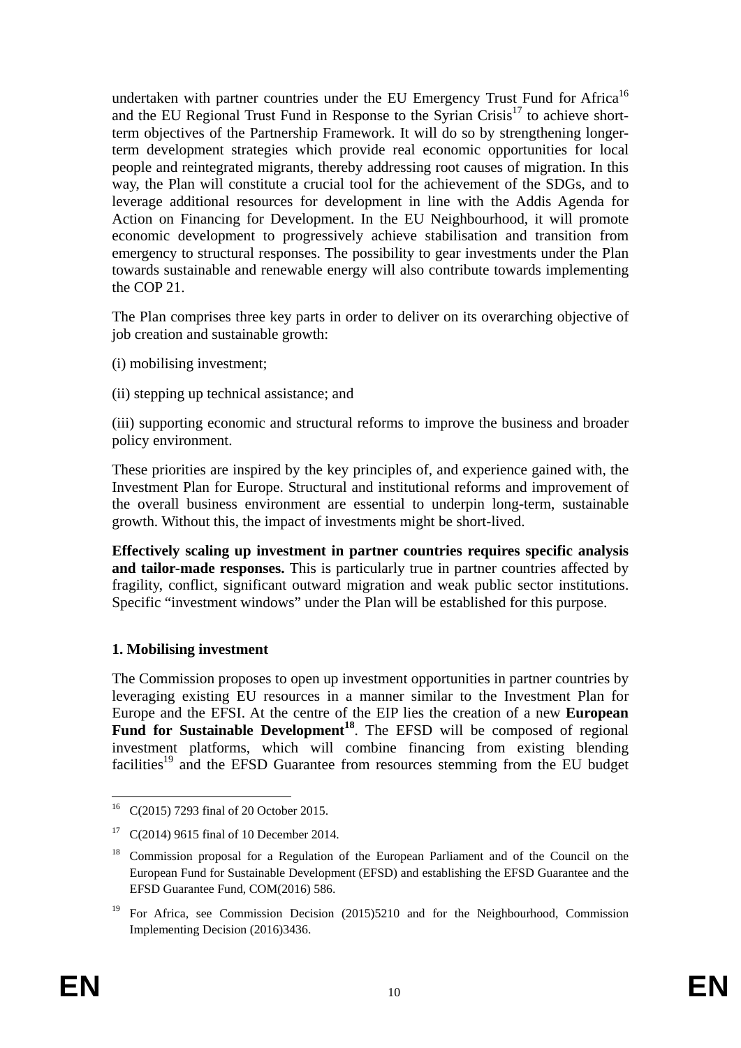undertaken with partner countries under the EU Emergency Trust Fund for Africa[16] and the EU Regional Trust Fund in Response to the Syrian Crisis[17] to achieve short-term objectives of the Partnership Framework. It will do so by strengthening longer-term development strategies which provide real economic opportunities for local people and reintegrated migrants, thereby addressing root causes of migration. In this way, the Plan will constitute a crucial tool for the achievement of the SDGs, and to leverage additional resources for development in line with the Addis Agenda for Action on Financing for Development. In the EU Neighbourhood, it will promote economic development to progressively achieve stabilisation and transition from emergency to structural responses. The possibility to gear investments under the Plan towards sustainable and renewable energy will also contribute towards implementing the COP 21.

The Plan comprises three key parts in order to deliver on its overarching objective of job creation and sustainable growth:

(i) mobilising investment;

(ii) stepping up technical assistance; and

(iii) supporting economic and structural reforms to improve the business and broader policy environment.

These priorities are inspired by the key principles of, and experience gained with, the Investment Plan for Europe. Structural and institutional reforms and improvement of the overall business environment are essential to underpin long-term, sustainable growth. Without this, the impact of investments might be short-lived.

**Effectively scaling up investment in partner countries requires specific analysis and tailor-made responses.** This is particularly true in partner countries affected by fragility, conflict, significant outward migration and weak public sector institutions. Specific "investment windows" under the Plan will be established for this purpose.

## 1. Mobilising investment

The Commission proposes to open up investment opportunities in partner countries by leveraging existing EU resources in a manner similar to the Investment Plan for Europe and the EFSI. At the centre of the EIP lies the creation of a new **European Fund for Sustainable Development**[18]. The EFSD will be composed of regional investment platforms, which will combine financing from existing blending facilities[19] and the EFSD Guarantee from resources stemming from the EU budget

---

[16] C(2015) 7293 final of 20 October 2015.

[17] C(2014) 9615 final of 10 December 2014.

[18] Commission proposal for a Regulation of the European Parliament and of the Council on the European Fund for Sustainable Development (EFSD) and establishing the EFSD Guarantee and the EFSD Guarantee Fund, COM(2016) 586.

[19] For Africa, see Commission Decision (2015)5210 and for the Neighbourhood, Commission Implementing Decision (2016)3436.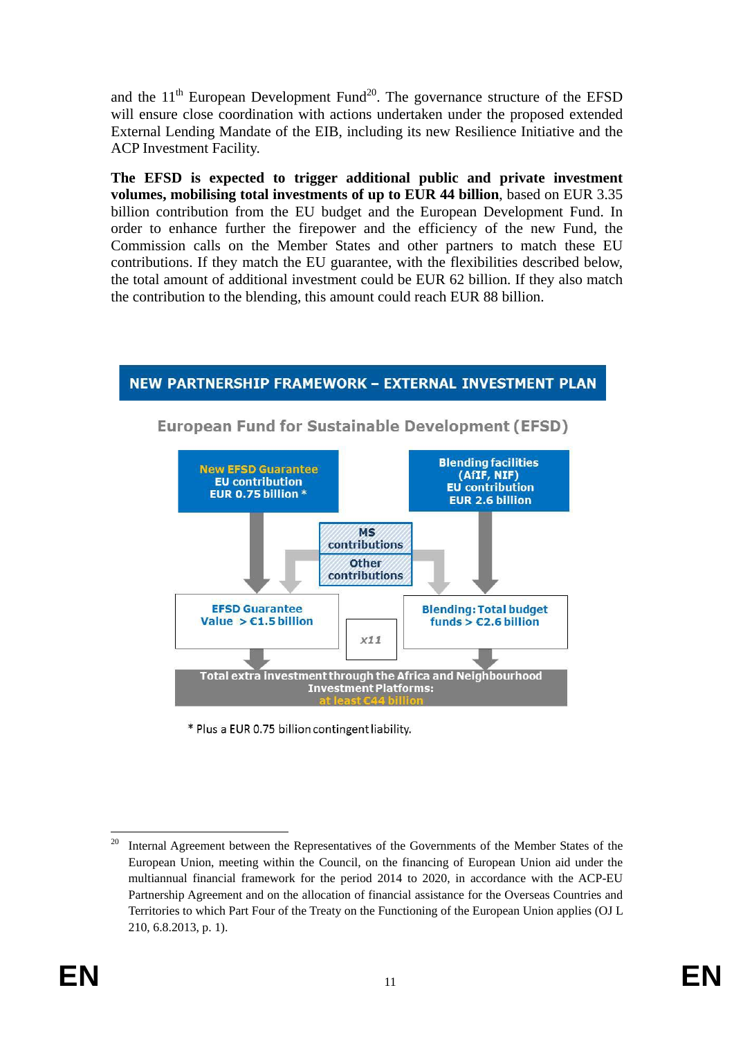and the 11th European Development Fund[20]. The governance structure of the EFSD will ensure close coordination with actions undertaken under the proposed extended External Lending Mandate of the EIB, including its new Resilience Initiative and the ACP Investment Facility.

**The EFSD is expected to trigger additional public and private investment volumes, mobilising total investments of up to EUR 44 billion**, based on EUR 3.35 billion contribution from the EU budget and the European Development Fund. In order to enhance further the firepower and the efficiency of the new Fund, the Commission calls on the Member States and other partners to match these EU contributions. If they match the EU guarantee, with the flexibilities described below, the total amount of additional investment could be EUR 62 billion. If they also match the contribution to the blending, this amount could reach EUR 88 billion.

**NEW PARTNERSHIP FRAMEWORK – EXTERNAL INVESTMENT PLAN**

**European Fund for Sustainable Development (EFSD)**

- **New EFSD Guarantee** — EU contribution EUR 0.75 billion *
- **Blending facilities (AfIF, NIF)** — EU contribution EUR 2.6 billion
- MS contributions
- Other contributions
- **EFSD Guarantee** Value > €1.5 billion
- **Blending:** Total budget funds > €2.6 billion
- x11
- Total extra investment through the Africa and Neighbourhood Investment Platforms: at least €44 billion

\* Plus a EUR 0.75 billion contingent liability.

---

[20] Internal Agreement between the Representatives of the Governments of the Member States of the European Union, meeting within the Council, on the financing of European Union aid under the multiannual financial framework for the period 2014 to 2020, in accordance with the ACP-EU Partnership Agreement and on the allocation of financial assistance for the Overseas Countries and Territories to which Part Four of the Treaty on the Functioning of the European Union applies (OJ L 210, 6.8.2013, p. 1).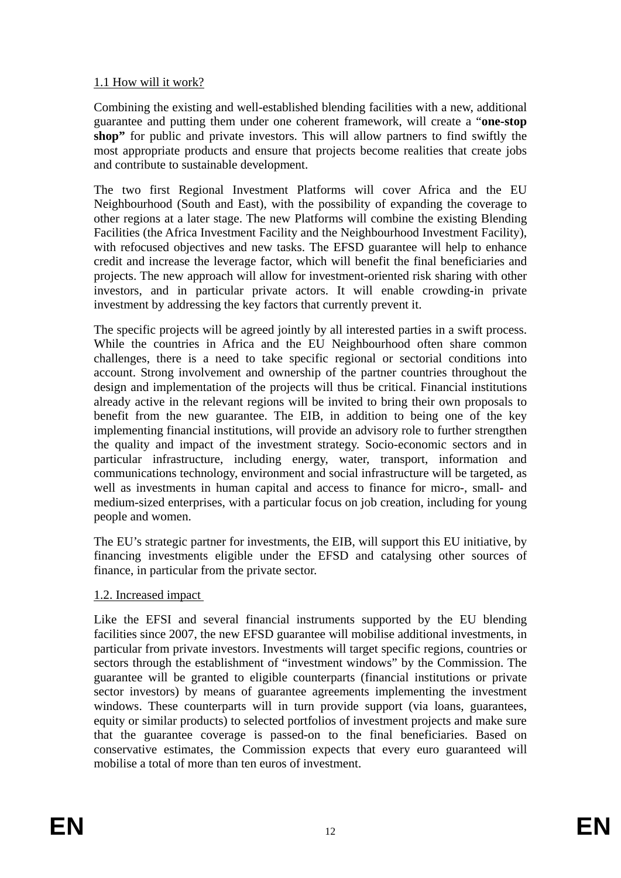1.1 How will it work?

Combining the existing and well-established blending facilities with a new, additional guarantee and putting them under one coherent framework, will create a "**one-stop shop"** for public and private investors. This will allow partners to find swiftly the most appropriate products and ensure that projects become realities that create jobs and contribute to sustainable development.

The two first Regional Investment Platforms will cover Africa and the EU Neighbourhood (South and East), with the possibility of expanding the coverage to other regions at a later stage. The new Platforms will combine the existing Blending Facilities (the Africa Investment Facility and the Neighbourhood Investment Facility), with refocused objectives and new tasks. The EFSD guarantee will help to enhance credit and increase the leverage factor, which will benefit the final beneficiaries and projects. The new approach will allow for investment-oriented risk sharing with other investors, and in particular private actors. It will enable crowding-in private investment by addressing the key factors that currently prevent it.

The specific projects will be agreed jointly by all interested parties in a swift process. While the countries in Africa and the EU Neighbourhood often share common challenges, there is a need to take specific regional or sectorial conditions into account. Strong involvement and ownership of the partner countries throughout the design and implementation of the projects will thus be critical. Financial institutions already active in the relevant regions will be invited to bring their own proposals to benefit from the new guarantee. The EIB, in addition to being one of the key implementing financial institutions, will provide an advisory role to further strengthen the quality and impact of the investment strategy. Socio-economic sectors and in particular infrastructure, including energy, water, transport, information and communications technology, environment and social infrastructure will be targeted, as well as investments in human capital and access to finance for micro-, small- and medium-sized enterprises, with a particular focus on job creation, including for young people and women.

The EU's strategic partner for investments, the EIB, will support this EU initiative, by financing investments eligible under the EFSD and catalysing other sources of finance, in particular from the private sector.

1.2. Increased impact

Like the EFSI and several financial instruments supported by the EU blending facilities since 2007, the new EFSD guarantee will mobilise additional investments, in particular from private investors. Investments will target specific regions, countries or sectors through the establishment of "investment windows" by the Commission. The guarantee will be granted to eligible counterparts (financial institutions or private sector investors) by means of guarantee agreements implementing the investment windows. These counterparts will in turn provide support (via loans, guarantees, equity or similar products) to selected portfolios of investment projects and make sure that the guarantee coverage is passed-on to the final beneficiaries. Based on conservative estimates, the Commission expects that every euro guaranteed will mobilise a total of more than ten euros of investment.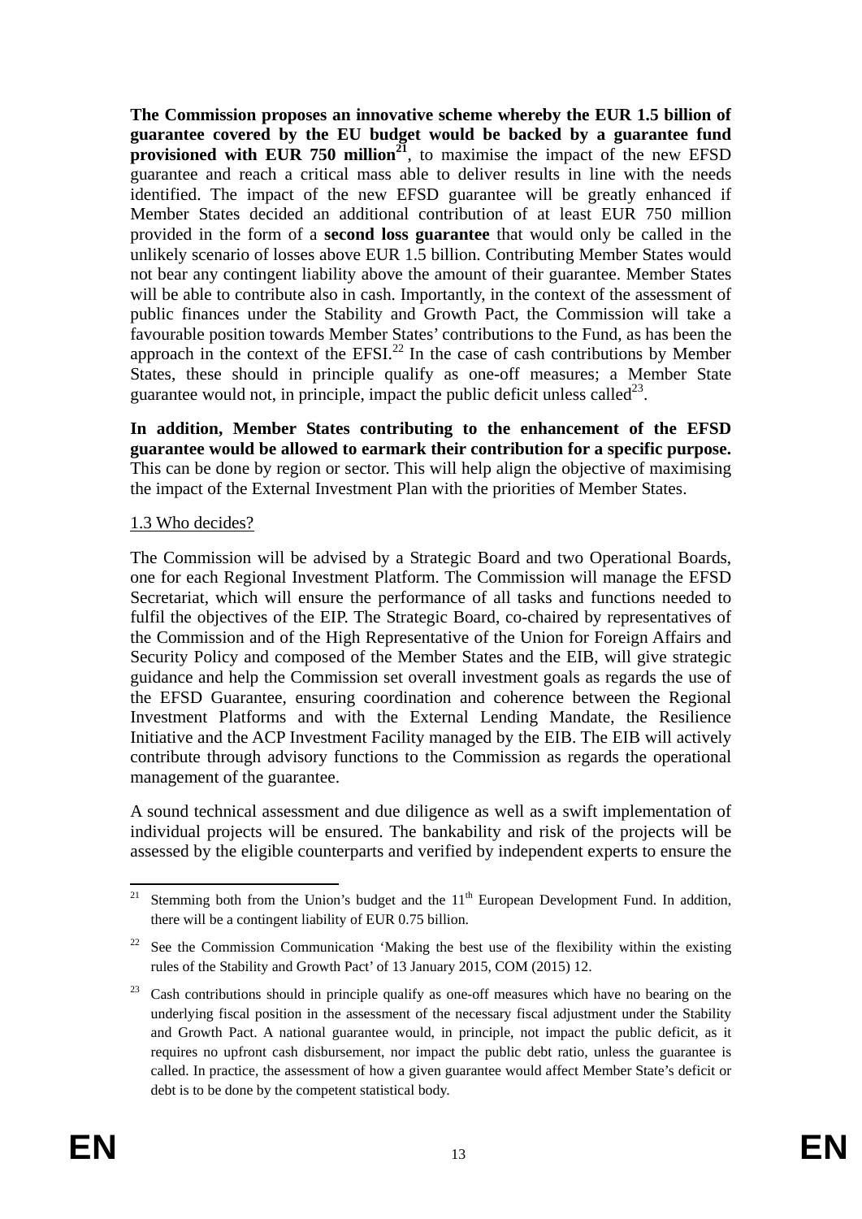**The Commission proposes an innovative scheme whereby the EUR 1.5 billion of guarantee covered by the EU budget would be backed by a guarantee fund provisioned with EUR 750 million**[21], to maximise the impact of the new EFSD guarantee and reach a critical mass able to deliver results in line with the needs identified. The impact of the new EFSD guarantee will be greatly enhanced if Member States decided an additional contribution of at least EUR 750 million provided in the form of a **second loss guarantee** that would only be called in the unlikely scenario of losses above EUR 1.5 billion. Contributing Member States would not bear any contingent liability above the amount of their guarantee. Member States will be able to contribute also in cash. Importantly, in the context of the assessment of public finances under the Stability and Growth Pact, the Commission will take a favourable position towards Member States' contributions to the Fund, as has been the approach in the context of the EFSI.[22] In the case of cash contributions by Member States, these should in principle qualify as one-off measures; a Member State guarantee would not, in principle, impact the public deficit unless called[23].

**In addition, Member States contributing to the enhancement of the EFSD guarantee would be allowed to earmark their contribution for a specific purpose.** This can be done by region or sector. This will help align the objective of maximising the impact of the External Investment Plan with the priorities of Member States.

### 1.3 Who decides?

The Commission will be advised by a Strategic Board and two Operational Boards, one for each Regional Investment Platform. The Commission will manage the EFSD Secretariat, which will ensure the performance of all tasks and functions needed to fulfil the objectives of the EIP. The Strategic Board, co-chaired by representatives of the Commission and of the High Representative of the Union for Foreign Affairs and Security Policy and composed of the Member States and the EIB, will give strategic guidance and help the Commission set overall investment goals as regards the use of the EFSD Guarantee, ensuring coordination and coherence between the Regional Investment Platforms and with the External Lending Mandate, the Resilience Initiative and the ACP Investment Facility managed by the EIB. The EIB will actively contribute through advisory functions to the Commission as regards the operational management of the guarantee.

A sound technical assessment and due diligence as well as a swift implementation of individual projects will be ensured. The bankability and risk of the projects will be assessed by the eligible counterparts and verified by independent experts to ensure the

---

[21] Stemming both from the Union's budget and the 11th European Development Fund. In addition, there will be a contingent liability of EUR 0.75 billion.

[22] See the Commission Communication 'Making the best use of the flexibility within the existing rules of the Stability and Growth Pact' of 13 January 2015, COM (2015) 12.

[23] Cash contributions should in principle qualify as one-off measures which have no bearing on the underlying fiscal position in the assessment of the necessary fiscal adjustment under the Stability and Growth Pact. A national guarantee would, in principle, not impact the public deficit, as it requires no upfront cash disbursement, nor impact the public debt ratio, unless the guarantee is called. In practice, the assessment of how a given guarantee would affect Member State's deficit or debt is to be done by the competent statistical body.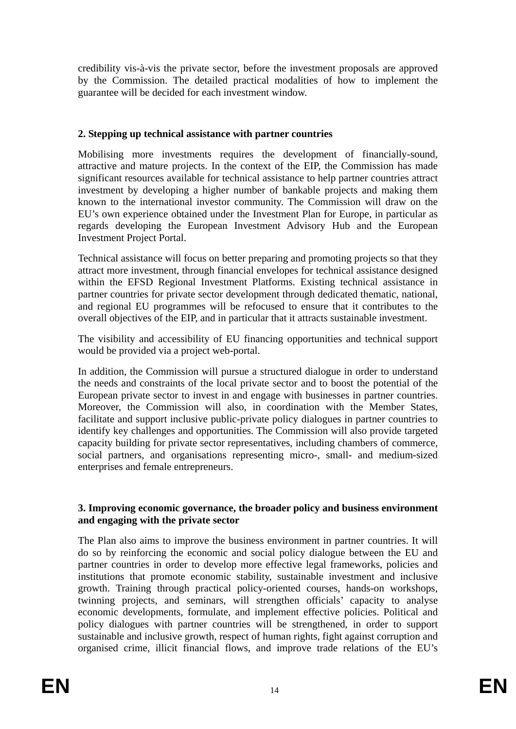credibility vis-à-vis the private sector, before the investment proposals are approved by the Commission. The detailed practical modalities of how to implement the guarantee will be decided for each investment window.

**2. Stepping up technical assistance with partner countries**

Mobilising more investments requires the development of financially-sound, attractive and mature projects. In the context of the EIP, the Commission has made significant resources available for technical assistance to help partner countries attract investment by developing a higher number of bankable projects and making them known to the international investor community. The Commission will draw on the EU's own experience obtained under the Investment Plan for Europe, in particular as regards developing the European Investment Advisory Hub and the European Investment Project Portal.

Technical assistance will focus on better preparing and promoting projects so that they attract more investment, through financial envelopes for technical assistance designed within the EFSD Regional Investment Platforms. Existing technical assistance in partner countries for private sector development through dedicated thematic, national, and regional EU programmes will be refocused to ensure that it contributes to the overall objectives of the EIP, and in particular that it attracts sustainable investment.

The visibility and accessibility of EU financing opportunities and technical support would be provided via a project web-portal.

In addition, the Commission will pursue a structured dialogue in order to understand the needs and constraints of the local private sector and to boost the potential of the European private sector to invest in and engage with businesses in partner countries. Moreover, the Commission will also, in coordination with the Member States, facilitate and support inclusive public-private policy dialogues in partner countries to identify key challenges and opportunities. The Commission will also provide targeted capacity building for private sector representatives, including chambers of commerce, social partners, and organisations representing micro-, small- and medium-sized enterprises and female entrepreneurs.

**3. Improving economic governance, the broader policy and business environment and engaging with the private sector**

The Plan also aims to improve the business environment in partner countries. It will do so by reinforcing the economic and social policy dialogue between the EU and partner countries in order to develop more effective legal frameworks, policies and institutions that promote economic stability, sustainable investment and inclusive growth. Training through practical policy-oriented courses, hands-on workshops, twinning projects, and seminars, will strengthen officials' capacity to analyse economic developments, formulate, and implement effective policies. Political and policy dialogues with partner countries will be strengthened, in order to support sustainable and inclusive growth, respect of human rights, fight against corruption and organised crime, illicit financial flows, and improve trade relations of the EU's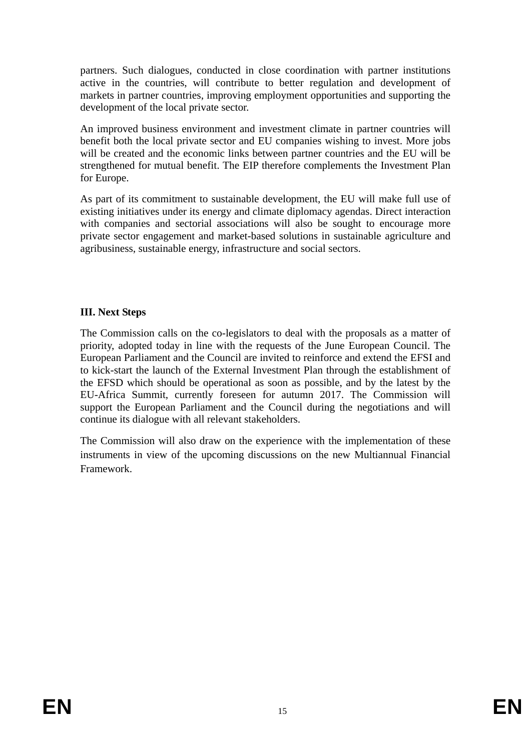partners. Such dialogues, conducted in close coordination with partner institutions active in the countries, will contribute to better regulation and development of markets in partner countries, improving employment opportunities and supporting the development of the local private sector.

An improved business environment and investment climate in partner countries will benefit both the local private sector and EU companies wishing to invest. More jobs will be created and the economic links between partner countries and the EU will be strengthened for mutual benefit. The EIP therefore complements the Investment Plan for Europe.

As part of its commitment to sustainable development, the EU will make full use of existing initiatives under its energy and climate diplomacy agendas. Direct interaction with companies and sectorial associations will also be sought to encourage more private sector engagement and market-based solutions in sustainable agriculture and agribusiness, sustainable energy, infrastructure and social sectors.

## III. Next Steps

The Commission calls on the co-legislators to deal with the proposals as a matter of priority, adopted today in line with the requests of the June European Council. The European Parliament and the Council are invited to reinforce and extend the EFSI and to kick-start the launch of the External Investment Plan through the establishment of the EFSD which should be operational as soon as possible, and by the latest by the EU-Africa Summit, currently foreseen for autumn 2017. The Commission will support the European Parliament and the Council during the negotiations and will continue its dialogue with all relevant stakeholders.

The Commission will also draw on the experience with the implementation of these instruments in view of the upcoming discussions on the new Multiannual Financial Framework.